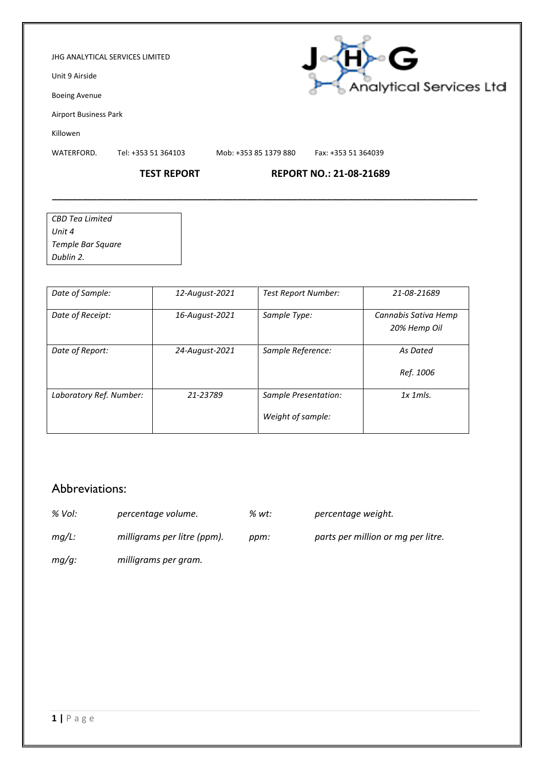JHG ANALYTICAL SERVICES LIMITED

Unit 9 Airside

Boeing Avenue

Airport Business Park

Killowen

WATERFORD. Tel: +353 51 364103 Mob: +353 85 1379 880 Fax: +353 51 364039

**TEST REPORT** **REPORT NO.: 21-08-21689**

---

*CBD Tea Limited*
*Unit 4*
*Temple Bar Square*
*Dublin 2.*

| | | | |
|---|---|---|---|
| *Date of Sample:* | *12-August-2021* | *Test Report Number:* | *21-08-21689* |
| *Date of Receipt:* | *16-August-2021* | *Sample Type:* | *Cannabis Sativa Hemp 20% Hemp Oil* |
| *Date of Report:* | *24-August-2021* | *Sample Reference:* | *As Dated* *Ref. 1006* |
| *Laboratory Ref. Number:* | *21-23789* | *Sample Presentation:* *Weight of sample:* | *1x 1mls.* |

## Abbreviations:

| | | | |
|---|---|---|---|
| *% Vol:* | *percentage volume.* | *% wt:* | *percentage weight.* |
| *mg/L:* | *milligrams per litre (ppm).* | *ppm:* | *parts per million or mg per litre.* |
| *mg/g:* | *milligrams per gram.* | | |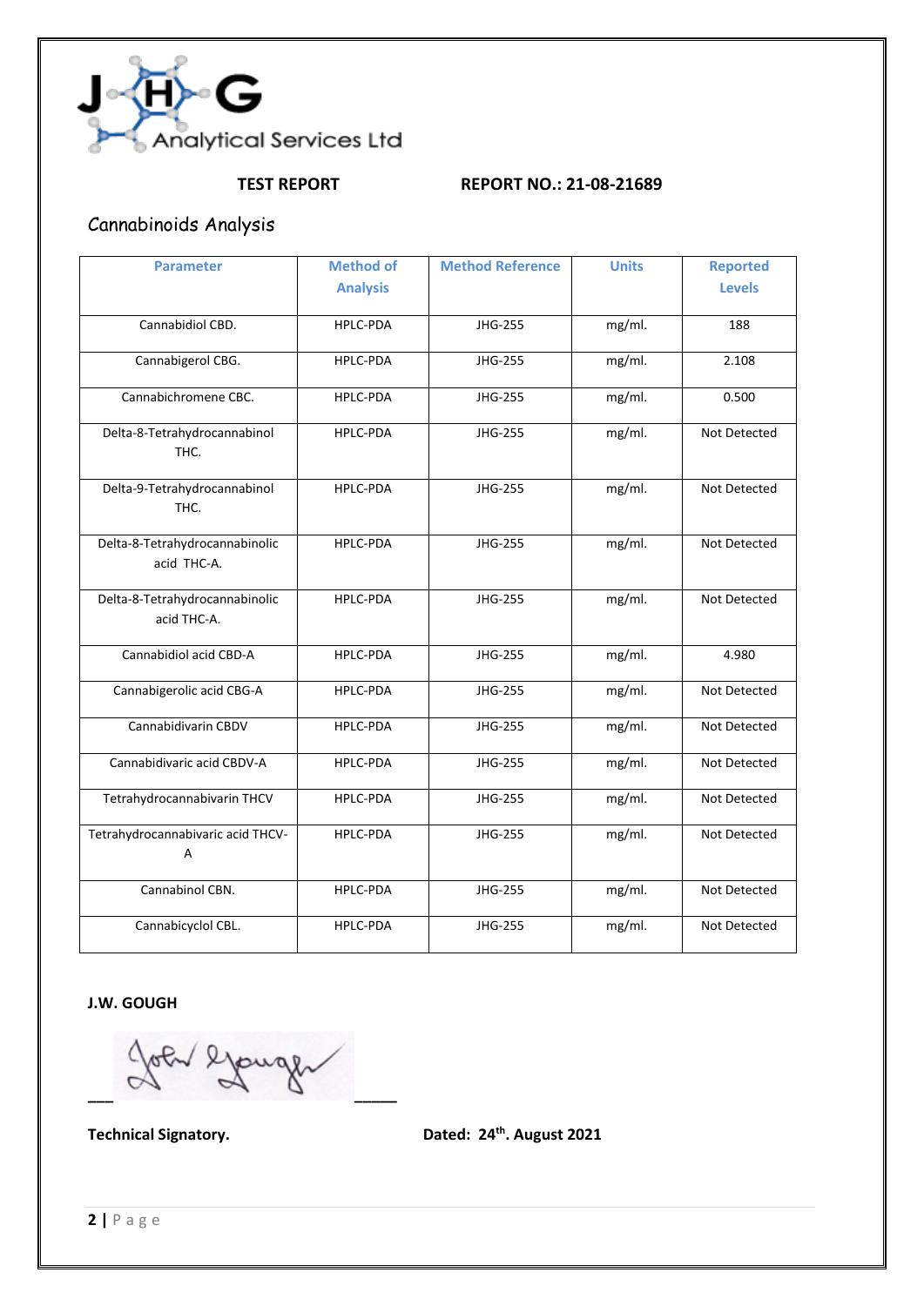JHG Analytical Services Ltd

**TEST REPORT** **REPORT NO.: 21-08-21689**

## Cannabinoids Analysis

| Parameter | Method of Analysis | Method Reference | Units | Reported Levels |
|---|---|---|---|---|
| Cannabidiol CBD. | HPLC-PDA | JHG-255 | mg/ml. | 188 |
| Cannabigerol CBG. | HPLC-PDA | JHG-255 | mg/ml. | 2.108 |
| Cannabichromene CBC. | HPLC-PDA | JHG-255 | mg/ml. | 0.500 |
| Delta-8-Tetrahydrocannabinol THC. | HPLC-PDA | JHG-255 | mg/ml. | Not Detected |
| Delta-9-Tetrahydrocannabinol THC. | HPLC-PDA | JHG-255 | mg/ml. | Not Detected |
| Delta-8-Tetrahydrocannabinolic acid THC-A. | HPLC-PDA | JHG-255 | mg/ml. | Not Detected |
| Delta-8-Tetrahydrocannabinolic acid THC-A. | HPLC-PDA | JHG-255 | mg/ml. | Not Detected |
| Cannabidiol acid CBD-A | HPLC-PDA | JHG-255 | mg/ml. | 4.980 |
| Cannabigerolic acid CBG-A | HPLC-PDA | JHG-255 | mg/ml. | Not Detected |
| Cannabidivarin CBDV | HPLC-PDA | JHG-255 | mg/ml. | Not Detected |
| Cannabidivaric acid CBDV-A | HPLC-PDA | JHG-255 | mg/ml. | Not Detected |
| Tetrahydrocannabivarin THCV | HPLC-PDA | JHG-255 | mg/ml. | Not Detected |
| Tetrahydrocannabivaric acid THCV-A | HPLC-PDA | JHG-255 | mg/ml. | Not Detected |
| Cannabinol CBN. | HPLC-PDA | JHG-255 | mg/ml. | Not Detected |
| Cannabicyclol CBL. | HPLC-PDA | JHG-255 | mg/ml. | Not Detected |

**J.W. GOUGH**

**Technical Signatory.** **Dated: 24th. August 2021**